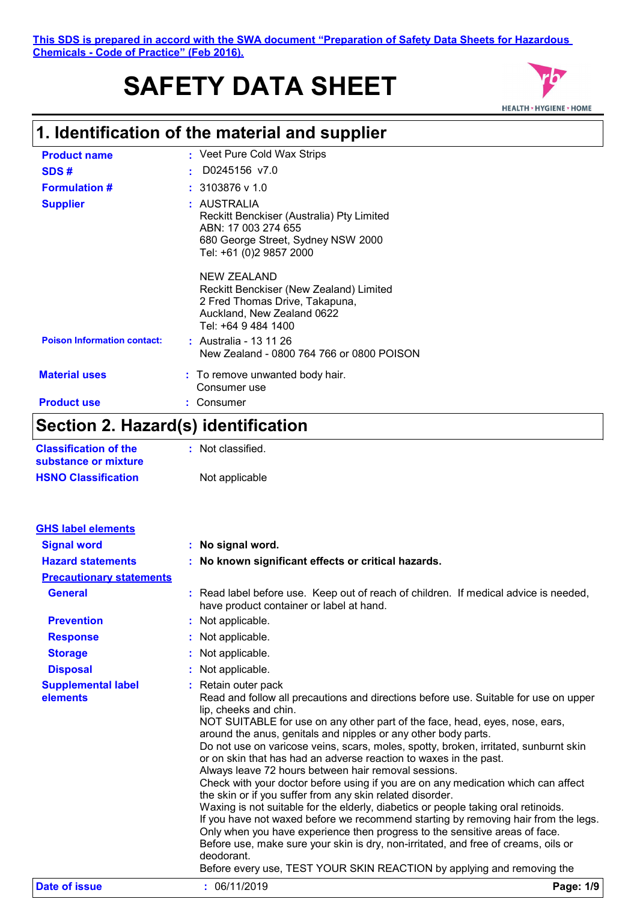This SDS is prepared in accord with the SWA document "Preparation of Safety Data Sheets for Hazardous Chemicals - Code of Practice" (Feb 2016).

# SAFETY DATA SHEET

## 1. Identification of the material and supplier

**Product name** : Veet Pure Cold Wax Strips

**SDS #** : D0245156 v7.0

**Formulation #** : 3103876 v 1.0

**Supplier** : AUSTRALIA
Reckitt Benckiser (Australia) Pty Limited
ABN: 17 003 274 655
680 George Street, Sydney NSW 2000
Tel: +61 (0)2 9857 2000

NEW ZEALAND
Reckitt Benckiser (New Zealand) Limited
2 Fred Thomas Drive, Takapuna,
Auckland, New Zealand 0622
Tel: +64 9 484 1400

**Poison Information contact:** : Australia - 13 11 26
New Zealand - 0800 764 766 or 0800 POISON

**Material uses** : To remove unwanted body hair.
Consumer use

**Product use** : Consumer

## Section 2. Hazard(s) identification

**Classification of the substance or mixture** : Not classified.

**HSNO Classification** Not applicable

**GHS label elements**

**Signal word** : **No signal word.**

**Hazard statements** : **No known significant effects or critical hazards.**

**Precautionary statements**

**General** : Read label before use. Keep out of reach of children. If medical advice is needed, have product container or label at hand.

**Prevention** : Not applicable.

**Response** : Not applicable.

**Storage** : Not applicable.

**Disposal** : Not applicable.

**Supplemental label elements** : Retain outer pack
Read and follow all precautions and directions before use. Suitable for use on upper lip, cheeks and chin.
NOT SUITABLE for use on any other part of the face, head, eyes, nose, ears, around the anus, genitals and nipples or any other body parts.
Do not use on varicose veins, scars, moles, spotty, broken, irritated, sunburnt skin or on skin that has had an adverse reaction to waxes in the past.
Always leave 72 hours between hair removal sessions.
Check with your doctor before using if you are on any medication which can affect the skin or if you suffer from any skin related disorder.
Waxing is not suitable for the elderly, diabetics or people taking oral retinoids.
If you have not waxed before we recommend starting by removing hair from the legs. Only when you have experience then progress to the sensitive areas of face.
Before use, make sure your skin is dry, non-irritated, and free of creams, oils or deodorant.
Before every use, TEST YOUR SKIN REACTION by applying and removing the

**Date of issue** : 06/11/2019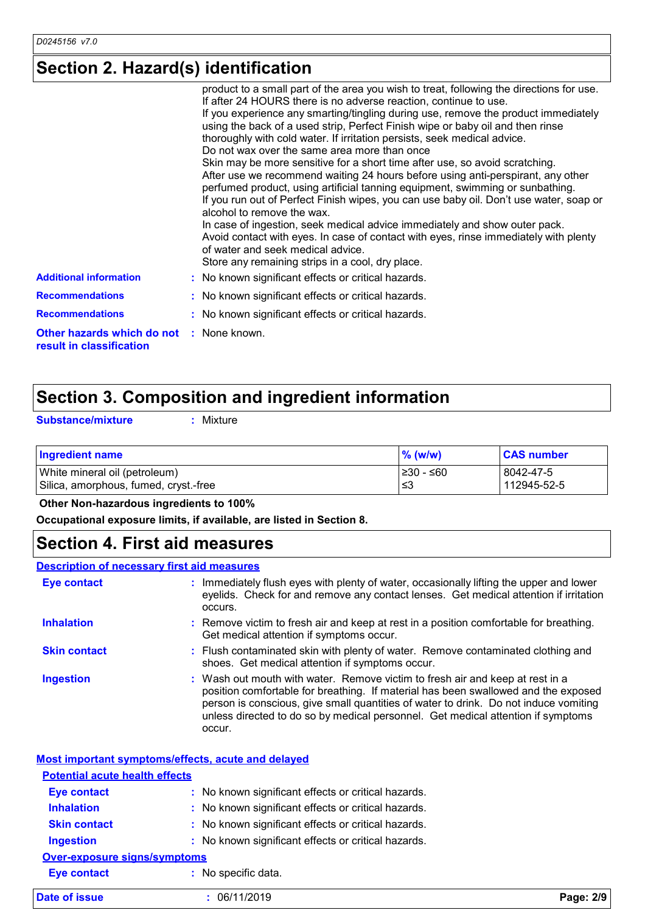## Section 2. Hazard(s) identification

product to a small part of the area you wish to treat, following the directions for use. If after 24 HOURS there is no adverse reaction, continue to use.
If you experience any smarting/tingling during use, remove the product immediately using the back of a used strip, Perfect Finish wipe or baby oil and then rinse thoroughly with cold water. If irritation persists, seek medical advice.
Do not wax over the same area more than once
Skin may be more sensitive for a short time after use, so avoid scratching.
After use we recommend waiting 24 hours before using anti-perspirant, any other perfumed product, using artificial tanning equipment, swimming or sunbathing.
If you run out of Perfect Finish wipes, you can use baby oil. Don't use water, soap or alcohol to remove the wax.
In case of ingestion, seek medical advice immediately and show outer pack.
Avoid contact with eyes. In case of contact with eyes, rinse immediately with plenty of water and seek medical advice.
Store any remaining strips in a cool, dry place.

**Additional information** : No known significant effects or critical hazards.

**Recommendations** : No known significant effects or critical hazards.

**Recommendations** : No known significant effects or critical hazards.

**Other hazards which do not result in classification** : None known.

## Section 3. Composition and ingredient information

**Substance/mixture** : Mixture

| Ingredient name | % (w/w) | CAS number |
|---|---|---|
| White mineral oil (petroleum) | ≥30 - ≤60 | 8042-47-5 |
| Silica, amorphous, fumed, cryst.-free | ≤3 | 112945-52-5 |

**Other Non-hazardous ingredients to 100%**

**Occupational exposure limits, if available, are listed in Section 8.**

## Section 4. First aid measures

### Description of necessary first aid measures

**Eye contact** : Immediately flush eyes with plenty of water, occasionally lifting the upper and lower eyelids. Check for and remove any contact lenses. Get medical attention if irritation occurs.

**Inhalation** : Remove victim to fresh air and keep at rest in a position comfortable for breathing. Get medical attention if symptoms occur.

**Skin contact** : Flush contaminated skin with plenty of water. Remove contaminated clothing and shoes. Get medical attention if symptoms occur.

**Ingestion** : Wash out mouth with water. Remove victim to fresh air and keep at rest in a position comfortable for breathing. If material has been swallowed and the exposed person is conscious, give small quantities of water to drink. Do not induce vomiting unless directed to do so by medical personnel. Get medical attention if symptoms occur.

### Most important symptoms/effects, acute and delayed

#### Potential acute health effects

**Eye contact** : No known significant effects or critical hazards.

**Inhalation** : No known significant effects or critical hazards.

**Skin contact** : No known significant effects or critical hazards.

**Ingestion** : No known significant effects or critical hazards.

#### Over-exposure signs/symptoms

**Eye contact** : No specific data.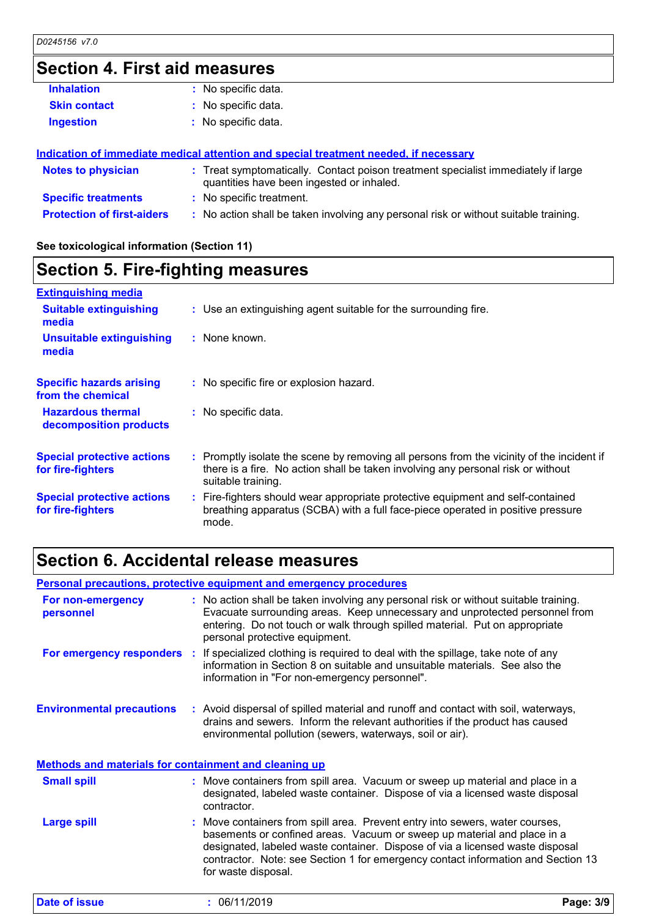## Section 4. First aid measures

**Inhalation** : No specific data.

**Skin contact** : No specific data.

**Ingestion** : No specific data.

### Indication of immediate medical attention and special treatment needed, if necessary

**Notes to physician** : Treat symptomatically. Contact poison treatment specialist immediately if large quantities have been ingested or inhaled.

**Specific treatments** : No specific treatment.

**Protection of first-aiders** : No action shall be taken involving any personal risk or without suitable training.

**See toxicological information (Section 11)**

## Section 5. Fire-fighting measures

### Extinguishing media

**Suitable extinguishing media** : Use an extinguishing agent suitable for the surrounding fire.

**Unsuitable extinguishing media** : None known.

**Specific hazards arising from the chemical** : No specific fire or explosion hazard.

**Hazardous thermal decomposition products** : No specific data.

**Special protective actions for fire-fighters** : Promptly isolate the scene by removing all persons from the vicinity of the incident if there is a fire. No action shall be taken involving any personal risk or without suitable training.

**Special protective actions for fire-fighters** : Fire-fighters should wear appropriate protective equipment and self-contained breathing apparatus (SCBA) with a full face-piece operated in positive pressure mode.

## Section 6. Accidental release measures

### Personal precautions, protective equipment and emergency procedures

**For non-emergency personnel** : No action shall be taken involving any personal risk or without suitable training. Evacuate surrounding areas. Keep unnecessary and unprotected personnel from entering. Do not touch or walk through spilled material. Put on appropriate personal protective equipment.

**For emergency responders** : If specialized clothing is required to deal with the spillage, take note of any information in Section 8 on suitable and unsuitable materials. See also the information in "For non-emergency personnel".

**Environmental precautions** : Avoid dispersal of spilled material and runoff and contact with soil, waterways, drains and sewers. Inform the relevant authorities if the product has caused environmental pollution (sewers, waterways, soil or air).

### Methods and materials for containment and cleaning up

**Small spill** : Move containers from spill area. Vacuum or sweep up material and place in a designated, labeled waste container. Dispose of via a licensed waste disposal contractor.

**Large spill** : Move containers from spill area. Prevent entry into sewers, water courses, basements or confined areas. Vacuum or sweep up material and place in a designated, labeled waste container. Dispose of via a licensed waste disposal contractor. Note: see Section 1 for emergency contact information and Section 13 for waste disposal.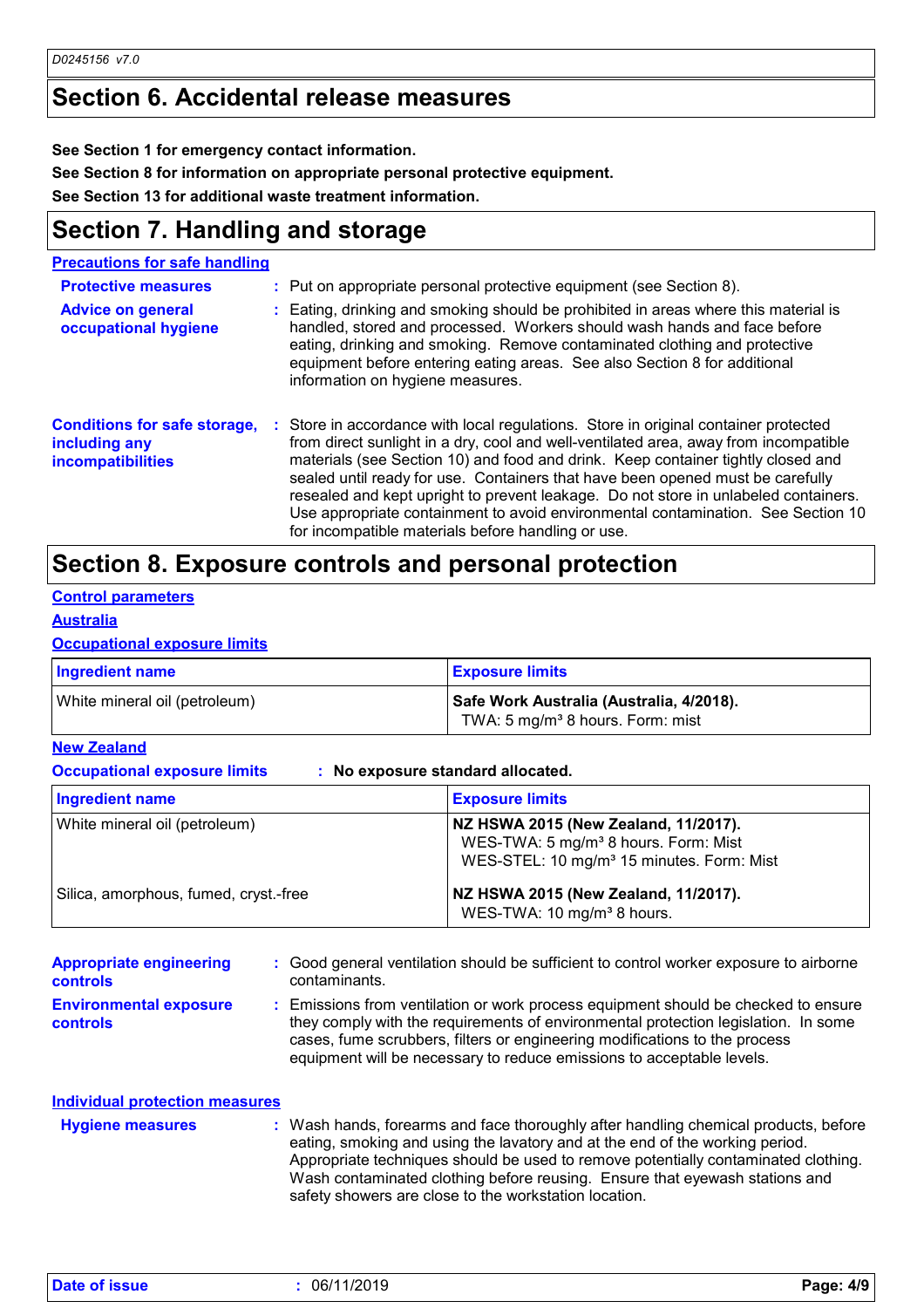## Section 6. Accidental release measures

**See Section 1 for emergency contact information.**

**See Section 8 for information on appropriate personal protective equipment.**

**See Section 13 for additional waste treatment information.**

## Section 7. Handling and storage

### Precautions for safe handling

**Protective measures** : Put on appropriate personal protective equipment (see Section 8).

**Advice on general occupational hygiene** : Eating, drinking and smoking should be prohibited in areas where this material is handled, stored and processed. Workers should wash hands and face before eating, drinking and smoking. Remove contaminated clothing and protective equipment before entering eating areas. See also Section 8 for additional information on hygiene measures.

**Conditions for safe storage, including any incompatibilities** : Store in accordance with local regulations. Store in original container protected from direct sunlight in a dry, cool and well-ventilated area, away from incompatible materials (see Section 10) and food and drink. Keep container tightly closed and sealed until ready for use. Containers that have been opened must be carefully resealed and kept upright to prevent leakage. Do not store in unlabeled containers. Use appropriate containment to avoid environmental contamination. See Section 10 for incompatible materials before handling or use.

## Section 8. Exposure controls and personal protection

### Control parameters

#### Australia

**Occupational exposure limits**

| Ingredient name | Exposure limits |
|---|---|
| White mineral oil (petroleum) | **Safe Work Australia (Australia, 4/2018).**<br>TWA: 5 mg/m³ 8 hours. Form: mist |

#### New Zealand

**Occupational exposure limits** : **No exposure standard allocated.**

| Ingredient name | Exposure limits |
|---|---|
| White mineral oil (petroleum) | **NZ HSWA 2015 (New Zealand, 11/2017).**<br>WES-TWA: 5 mg/m³ 8 hours. Form: Mist<br>WES-STEL: 10 mg/m³ 15 minutes. Form: Mist |
| Silica, amorphous, fumed, cryst.-free | **NZ HSWA 2015 (New Zealand, 11/2017).**<br>WES-TWA: 10 mg/m³ 8 hours. |

**Appropriate engineering controls** : Good general ventilation should be sufficient to control worker exposure to airborne contaminants.

**Environmental exposure controls** : Emissions from ventilation or work process equipment should be checked to ensure they comply with the requirements of environmental protection legislation. In some cases, fume scrubbers, filters or engineering modifications to the process equipment will be necessary to reduce emissions to acceptable levels.

### Individual protection measures

**Hygiene measures** : Wash hands, forearms and face thoroughly after handling chemical products, before eating, smoking and using the lavatory and at the end of the working period. Appropriate techniques should be used to remove potentially contaminated clothing. Wash contaminated clothing before reusing. Ensure that eyewash stations and safety showers are close to the workstation location.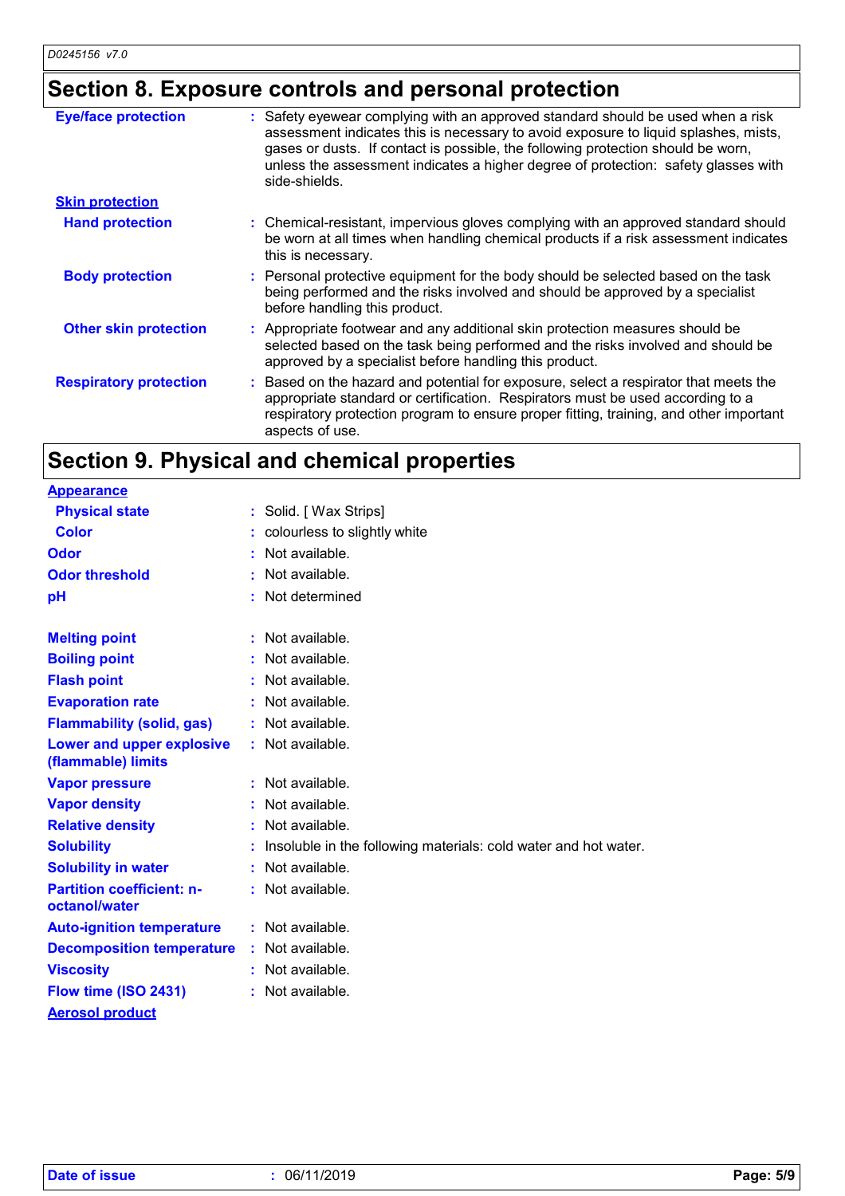## Section 8. Exposure controls and personal protection

| | |
|---|---|
| **Eye/face protection** | Safety eyewear complying with an approved standard should be used when a risk assessment indicates this is necessary to avoid exposure to liquid splashes, mists, gases or dusts. If contact is possible, the following protection should be worn, unless the assessment indicates a higher degree of protection: safety glasses with side-shields. |

**Skin protection**

| | |
|---|---|
| **Hand protection** | Chemical-resistant, impervious gloves complying with an approved standard should be worn at all times when handling chemical products if a risk assessment indicates this is necessary. |
| **Body protection** | Personal protective equipment for the body should be selected based on the task being performed and the risks involved and should be approved by a specialist before handling this product. |
| **Other skin protection** | Appropriate footwear and any additional skin protection measures should be selected based on the task being performed and the risks involved and should be approved by a specialist before handling this product. |
| **Respiratory protection** | Based on the hazard and potential for exposure, select a respirator that meets the appropriate standard or certification. Respirators must be used according to a respiratory protection program to ensure proper fitting, training, and other important aspects of use. |

## Section 9. Physical and chemical properties

**Appearance**

| | |
|---|---|
| **Physical state** | Solid. [ Wax Strips] |
| **Color** | colourless to slightly white |
| **Odor** | Not available. |
| **Odor threshold** | Not available. |
| **pH** | Not determined |
| **Melting point** | Not available. |
| **Boiling point** | Not available. |
| **Flash point** | Not available. |
| **Evaporation rate** | Not available. |
| **Flammability (solid, gas)** | Not available. |
| **Lower and upper explosive (flammable) limits** | Not available. |
| **Vapor pressure** | Not available. |
| **Vapor density** | Not available. |
| **Relative density** | Not available. |
| **Solubility** | Insoluble in the following materials: cold water and hot water. |
| **Solubility in water** | Not available. |
| **Partition coefficient: n-octanol/water** | Not available. |
| **Auto-ignition temperature** | Not available. |
| **Decomposition temperature** | Not available. |
| **Viscosity** | Not available. |
| **Flow time (ISO 2431)** | Not available. |

**Aerosol product**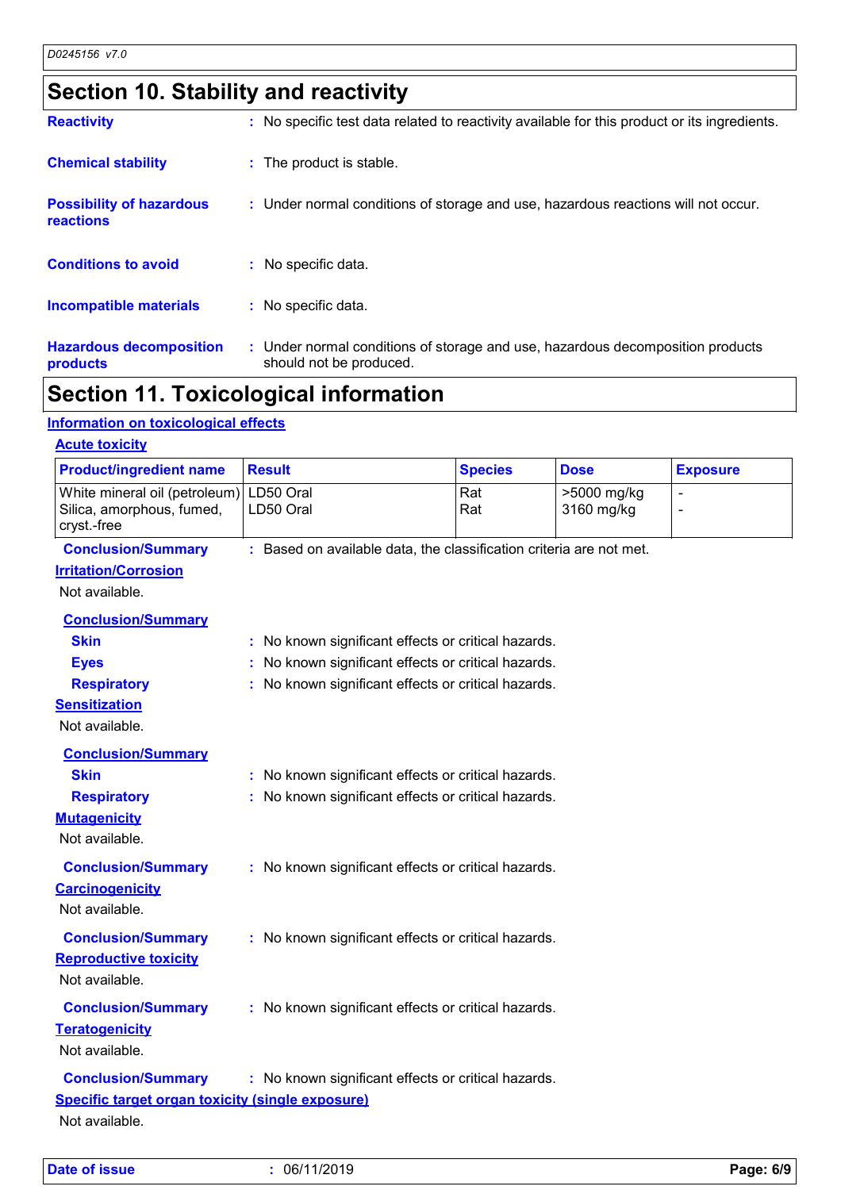## Section 10. Stability and reactivity

**Reactivity** : No specific test data related to reactivity available for this product or its ingredients.

**Chemical stability** : The product is stable.

**Possibility of hazardous reactions** : Under normal conditions of storage and use, hazardous reactions will not occur.

**Conditions to avoid** : No specific data.

**Incompatible materials** : No specific data.

**Hazardous decomposition products** : Under normal conditions of storage and use, hazardous decomposition products should not be produced.

## Section 11. Toxicological information

### Information on toxicological effects

#### Acute toxicity

| Product/ingredient name | Result | Species | Dose | Exposure |
|---|---|---|---|---|
| White mineral oil (petroleum) | LD50 Oral | Rat | >5000 mg/kg | - |
| Silica, amorphous, fumed, cryst.-free | LD50 Oral | Rat | 3160 mg/kg | - |

**Conclusion/Summary** : Based on available data, the classification criteria are not met.

#### Irritation/Corrosion

Not available.

**Conclusion/Summary**

**Skin** : No known significant effects or critical hazards.

**Eyes** : No known significant effects or critical hazards.

**Respiratory** : No known significant effects or critical hazards.

#### Sensitization

Not available.

**Conclusion/Summary**

**Skin** : No known significant effects or critical hazards.

**Respiratory** : No known significant effects or critical hazards.

#### Mutagenicity

Not available.

**Conclusion/Summary** : No known significant effects or critical hazards.

#### Carcinogenicity

Not available.

**Conclusion/Summary** : No known significant effects or critical hazards.

#### Reproductive toxicity

Not available.

**Conclusion/Summary** : No known significant effects or critical hazards.

#### Teratogenicity

Not available.

**Conclusion/Summary** : No known significant effects or critical hazards.

#### Specific target organ toxicity (single exposure)

Not available.

**Date of issue** : 06/11/2019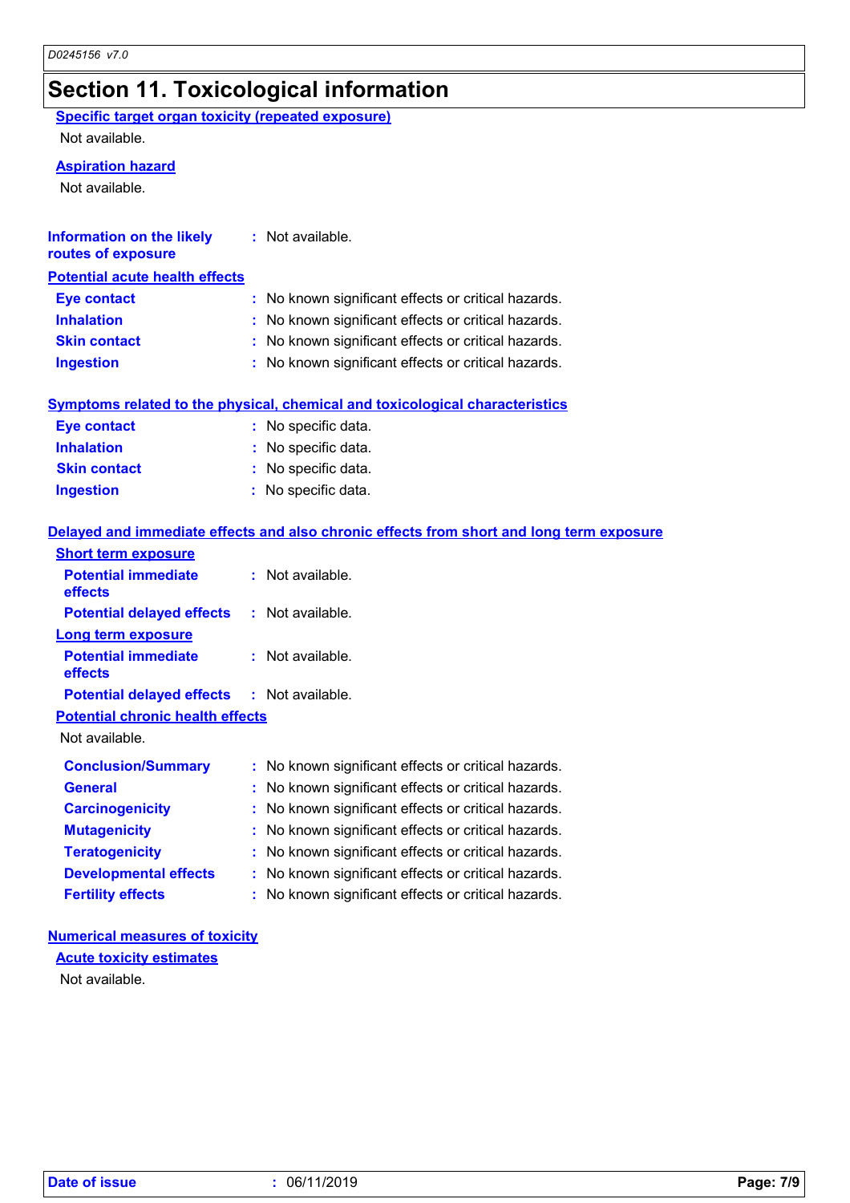# Section 11. Toxicological information

**Specific target organ toxicity (repeated exposure)**

Not available.

**Aspiration hazard**

Not available.

**Information on the likely routes of exposure** : Not available.

**Potential acute health effects**

**Eye contact** : No known significant effects or critical hazards.
**Inhalation** : No known significant effects or critical hazards.
**Skin contact** : No known significant effects or critical hazards.
**Ingestion** : No known significant effects or critical hazards.

**Symptoms related to the physical, chemical and toxicological characteristics**

**Eye contact** : No specific data.
**Inhalation** : No specific data.
**Skin contact** : No specific data.
**Ingestion** : No specific data.

**Delayed and immediate effects and also chronic effects from short and long term exposure**

**Short term exposure**

**Potential immediate effects** : Not available.
**Potential delayed effects** : Not available.

**Long term exposure**

**Potential immediate effects** : Not available.
**Potential delayed effects** : Not available.

**Potential chronic health effects**

Not available.

**Conclusion/Summary** : No known significant effects or critical hazards.
**General** : No known significant effects or critical hazards.
**Carcinogenicity** : No known significant effects or critical hazards.
**Mutagenicity** : No known significant effects or critical hazards.
**Teratogenicity** : No known significant effects or critical hazards.
**Developmental effects** : No known significant effects or critical hazards.
**Fertility effects** : No known significant effects or critical hazards.

**Numerical measures of toxicity**

**Acute toxicity estimates**

Not available.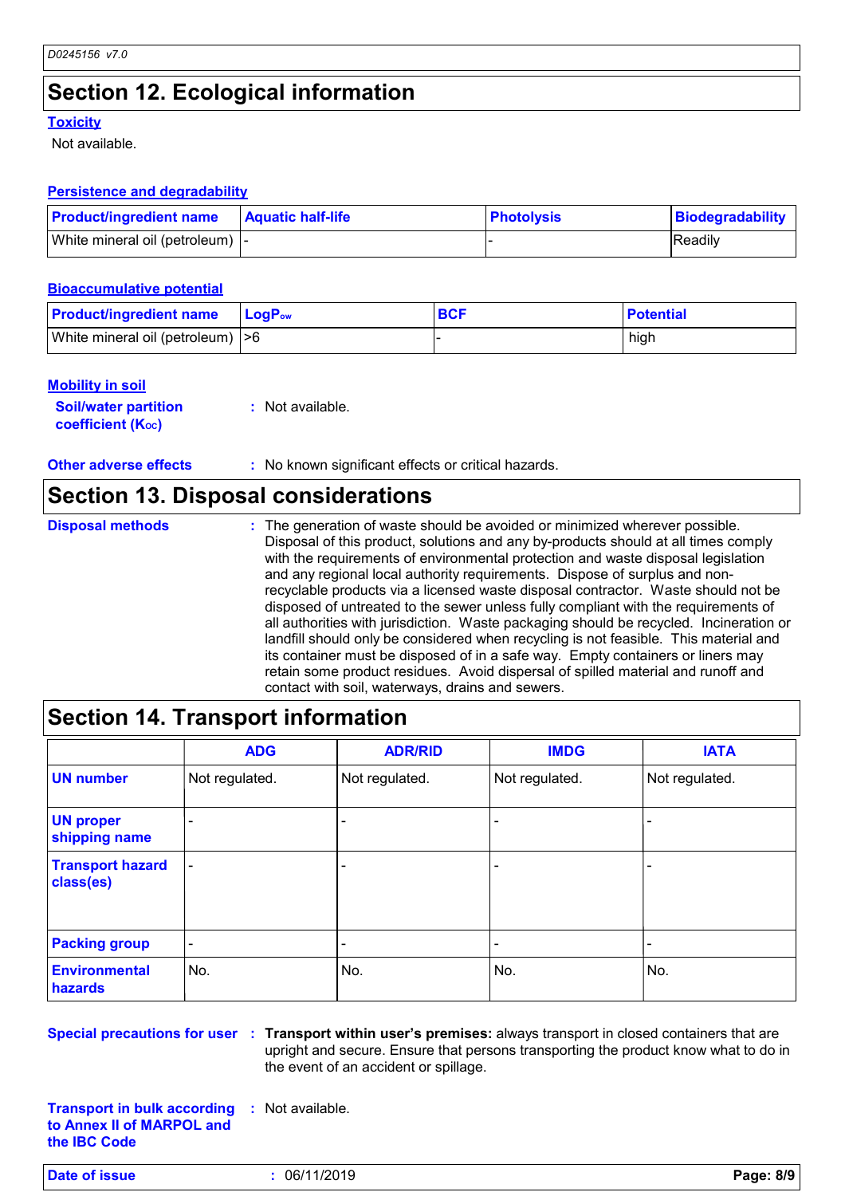## Section 12. Ecological information

**Toxicity**

Not available.

**Persistence and degradability**

| Product/ingredient name | Aquatic half-life | Photolysis | Biodegradability |
|---|---|---|---|
| White mineral oil (petroleum) | - | - | Readily |

**Bioaccumulative potential**

| Product/ingredient name | $LogP_{ow}$ | BCF | Potential |
|---|---|---|---|
| White mineral oil (petroleum) | >6 | - | high |

**Mobility in soil**

**Soil/water partition coefficient ($K_{OC}$)** : Not available.

**Other adverse effects** : No known significant effects or critical hazards.

## Section 13. Disposal considerations

**Disposal methods** : The generation of waste should be avoided or minimized wherever possible. Disposal of this product, solutions and any by-products should at all times comply with the requirements of environmental protection and waste disposal legislation and any regional local authority requirements. Dispose of surplus and non-recyclable products via a licensed waste disposal contractor. Waste should not be disposed of untreated to the sewer unless fully compliant with the requirements of all authorities with jurisdiction. Waste packaging should be recycled. Incineration or landfill should only be considered when recycling is not feasible. This material and its container must be disposed of in a safe way. Empty containers or liners may retain some product residues. Avoid dispersal of spilled material and runoff and contact with soil, waterways, drains and sewers.

## Section 14. Transport information

| | ADG | ADR/RID | IMDG | IATA |
|---|---|---|---|---|
| UN number | Not regulated. | Not regulated. | Not regulated. | Not regulated. |
| UN proper shipping name | - | - | - | - |
| Transport hazard class(es) | - | - | - | - |
| Packing group | - | - | - | - |
| Environmental hazards | No. | No. | No. | No. |

**Special precautions for user** : **Transport within user's premises:** always transport in closed containers that are upright and secure. Ensure that persons transporting the product know what to do in the event of an accident or spillage.

**Transport in bulk according to Annex II of MARPOL and the IBC Code** : Not available.

**Date of issue** : 06/11/2019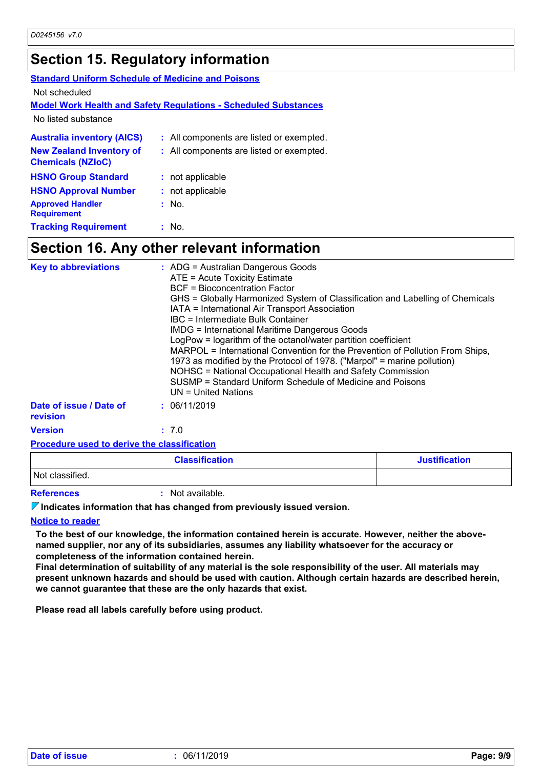## Section 15. Regulatory information

**Standard Uniform Schedule of Medicine and Poisons**

Not scheduled

**Model Work Health and Safety Regulations - Scheduled Substances**

No listed substance

**Australia inventory (AICS)** : All components are listed or exempted.

**New Zealand Inventory of Chemicals (NZIoC)** : All components are listed or exempted.

**HSNO Group Standard** : not applicable

**HSNO Approval Number** : not applicable

**Approved Handler Requirement** : No.

**Tracking Requirement** : No.

## Section 16. Any other relevant information

**Key to abbreviations** :
ADG = Australian Dangerous Goods
ATE = Acute Toxicity Estimate
BCF = Bioconcentration Factor
GHS = Globally Harmonized System of Classification and Labelling of Chemicals
IATA = International Air Transport Association
IBC = Intermediate Bulk Container
IMDG = International Maritime Dangerous Goods
LogPow = logarithm of the octanol/water partition coefficient
MARPOL = International Convention for the Prevention of Pollution From Ships, 1973 as modified by the Protocol of 1978. ("Marpol" = marine pollution)
NOHSC = National Occupational Health and Safety Commission
SUSMP = Standard Uniform Schedule of Medicine and Poisons
UN = United Nations

**Date of issue / Date of revision** : 06/11/2019

**Version** : 7.0

**Procedure used to derive the classification**

| Classification | Justification |
|---|---|
| Not classified. | |

**References** : Not available.

**Indicates information that has changed from previously issued version.**

**Notice to reader**

**To the best of our knowledge, the information contained herein is accurate. However, neither the above-named supplier, nor any of its subsidiaries, assumes any liability whatsoever for the accuracy or completeness of the information contained herein.**
**Final determination of suitability of any material is the sole responsibility of the user. All materials may present unknown hazards and should be used with caution. Although certain hazards are described herein, we cannot guarantee that these are the only hazards that exist.**

**Please read all labels carefully before using product.**